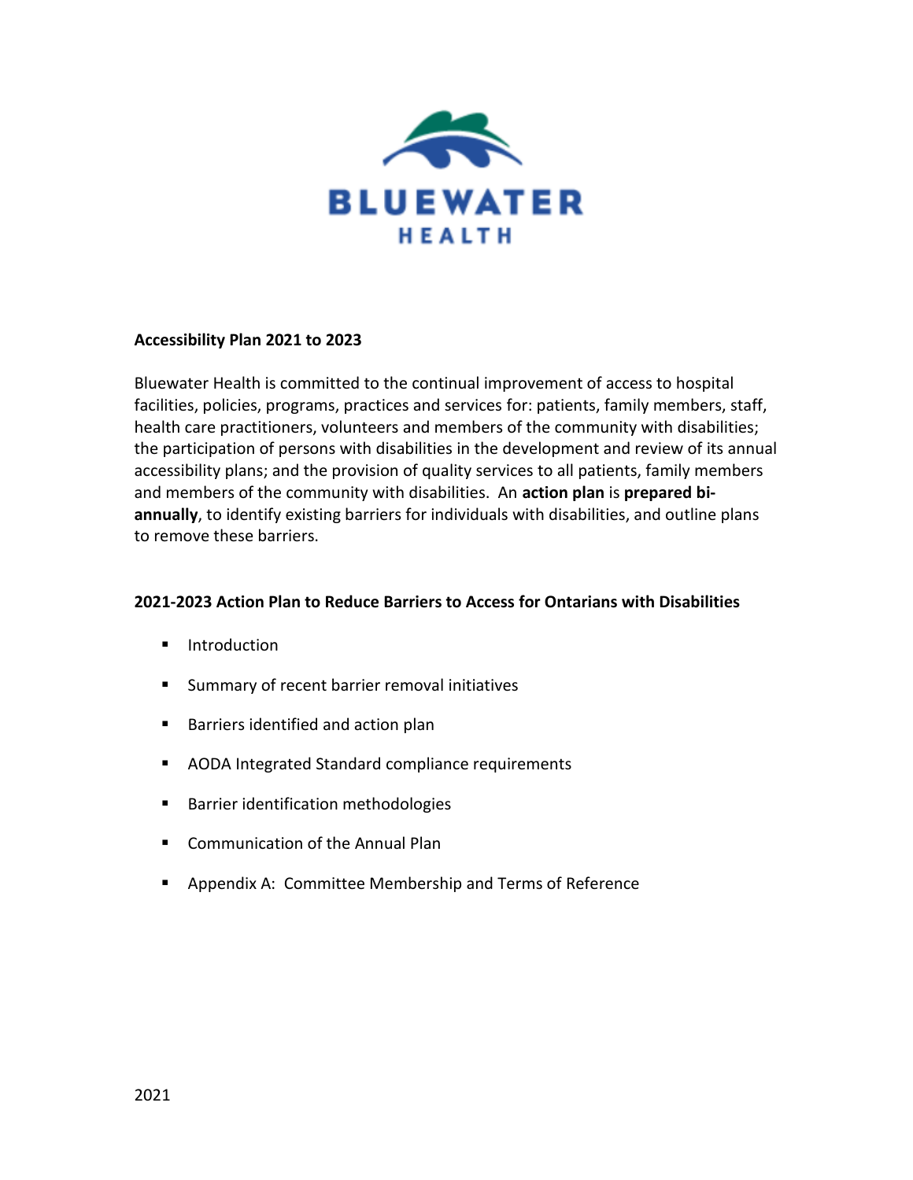BLUEWATER HEALTH

## Accessibility Plan 2021 to 2023

Bluewater Health is committed to the continual improvement of access to hospital facilities, policies, programs, practices and services for: patients, family members, staff, health care practitioners, volunteers and members of the community with disabilities; the participation of persons with disabilities in the development and review of its annual accessibility plans; and the provision of quality services to all patients, family members and members of the community with disabilities. An **action plan** is **prepared bi-annually**, to identify existing barriers for individuals with disabilities, and outline plans to remove these barriers.

## 2021-2023 Action Plan to Reduce Barriers to Access for Ontarians with Disabilities

- Introduction
- Summary of recent barrier removal initiatives
- Barriers identified and action plan
- AODA Integrated Standard compliance requirements
- Barrier identification methodologies
- Communication of the Annual Plan
- Appendix A: Committee Membership and Terms of Reference

2021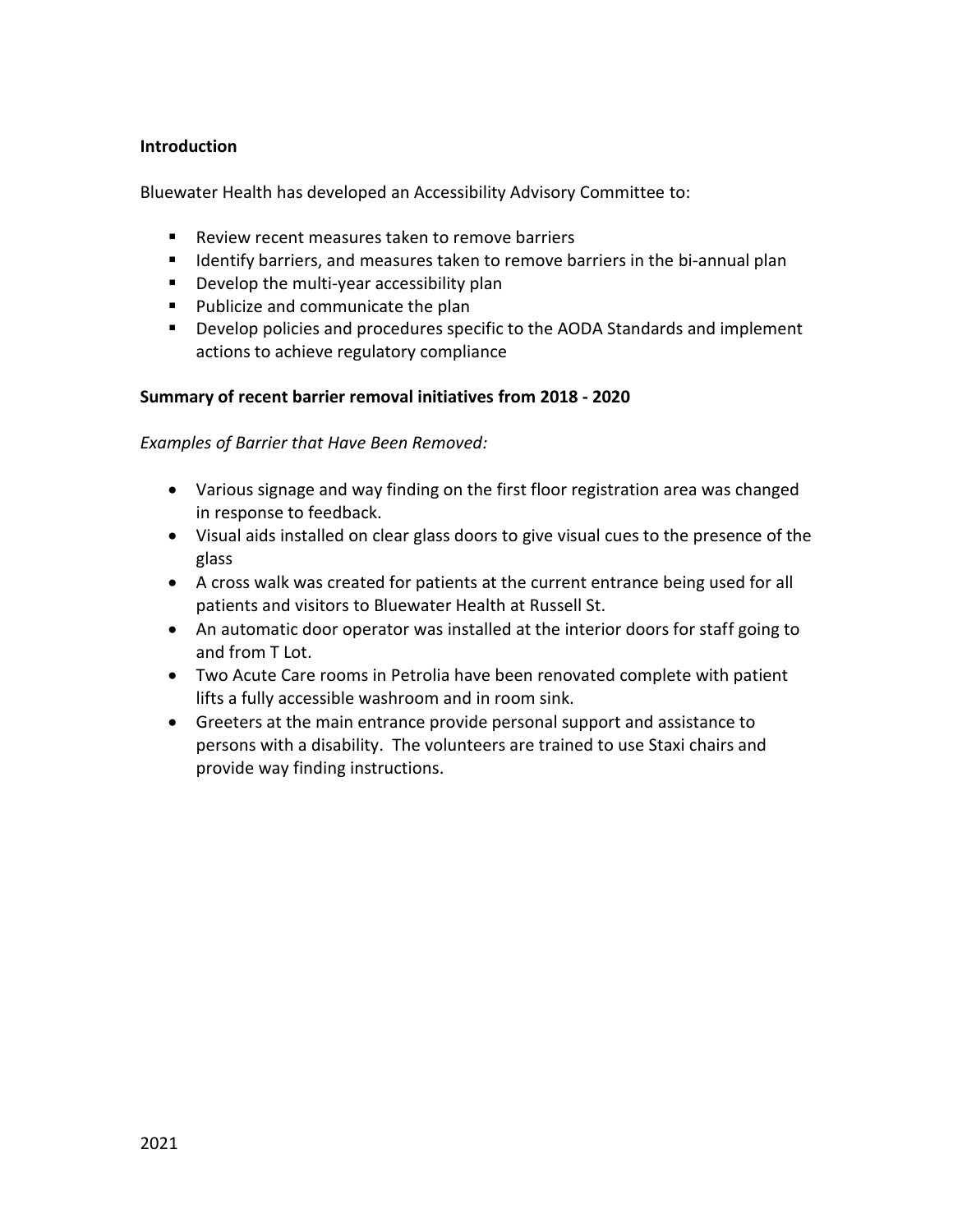**Introduction**

Bluewater Health has developed an Accessibility Advisory Committee to:

- Review recent measures taken to remove barriers
- Identify barriers, and measures taken to remove barriers in the bi-annual plan
- Develop the multi-year accessibility plan
- Publicize and communicate the plan
- Develop policies and procedures specific to the AODA Standards and implement actions to achieve regulatory compliance

**Summary of recent barrier removal initiatives from 2018 - 2020**

*Examples of Barrier that Have Been Removed:*

- Various signage and way finding on the first floor registration area was changed in response to feedback.
- Visual aids installed on clear glass doors to give visual cues to the presence of the glass
- A cross walk was created for patients at the current entrance being used for all patients and visitors to Bluewater Health at Russell St.
- An automatic door operator was installed at the interior doors for staff going to and from T Lot.
- Two Acute Care rooms in Petrolia have been renovated complete with patient lifts a fully accessible washroom and in room sink.
- Greeters at the main entrance provide personal support and assistance to persons with a disability. The volunteers are trained to use Staxi chairs and provide way finding instructions.

2021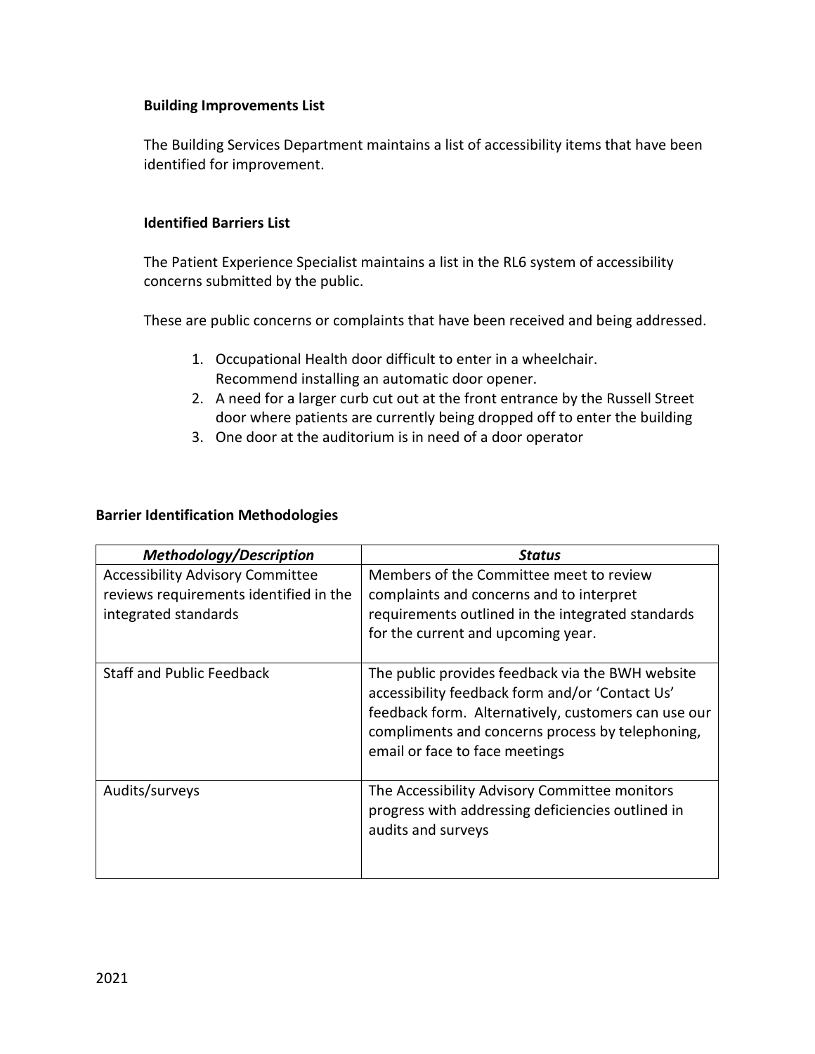### Building Improvements List

The Building Services Department maintains a list of accessibility items that have been identified for improvement.

### Identified Barriers List

The Patient Experience Specialist maintains a list in the RL6 system of accessibility concerns submitted by the public.

These are public concerns or complaints that have been received and being addressed.

1. Occupational Health door difficult to enter in a wheelchair. Recommend installing an automatic door opener.
2. A need for a larger curb cut out at the front entrance by the Russell Street door where patients are currently being dropped off to enter the building
3. One door at the auditorium is in need of a door operator

## Barrier Identification Methodologies

| ***Methodology/Description*** | ***Status*** |
|---|---|
| Accessibility Advisory Committee reviews requirements identified in the integrated standards | Members of the Committee meet to review complaints and concerns and to interpret requirements outlined in the integrated standards for the current and upcoming year. |
| Staff and Public Feedback | The public provides feedback via the BWH website accessibility feedback form and/or 'Contact Us' feedback form. Alternatively, customers can use our compliments and concerns process by telephoning, email or face to face meetings |
| Audits/surveys | The Accessibility Advisory Committee monitors progress with addressing deficiencies outlined in audits and surveys |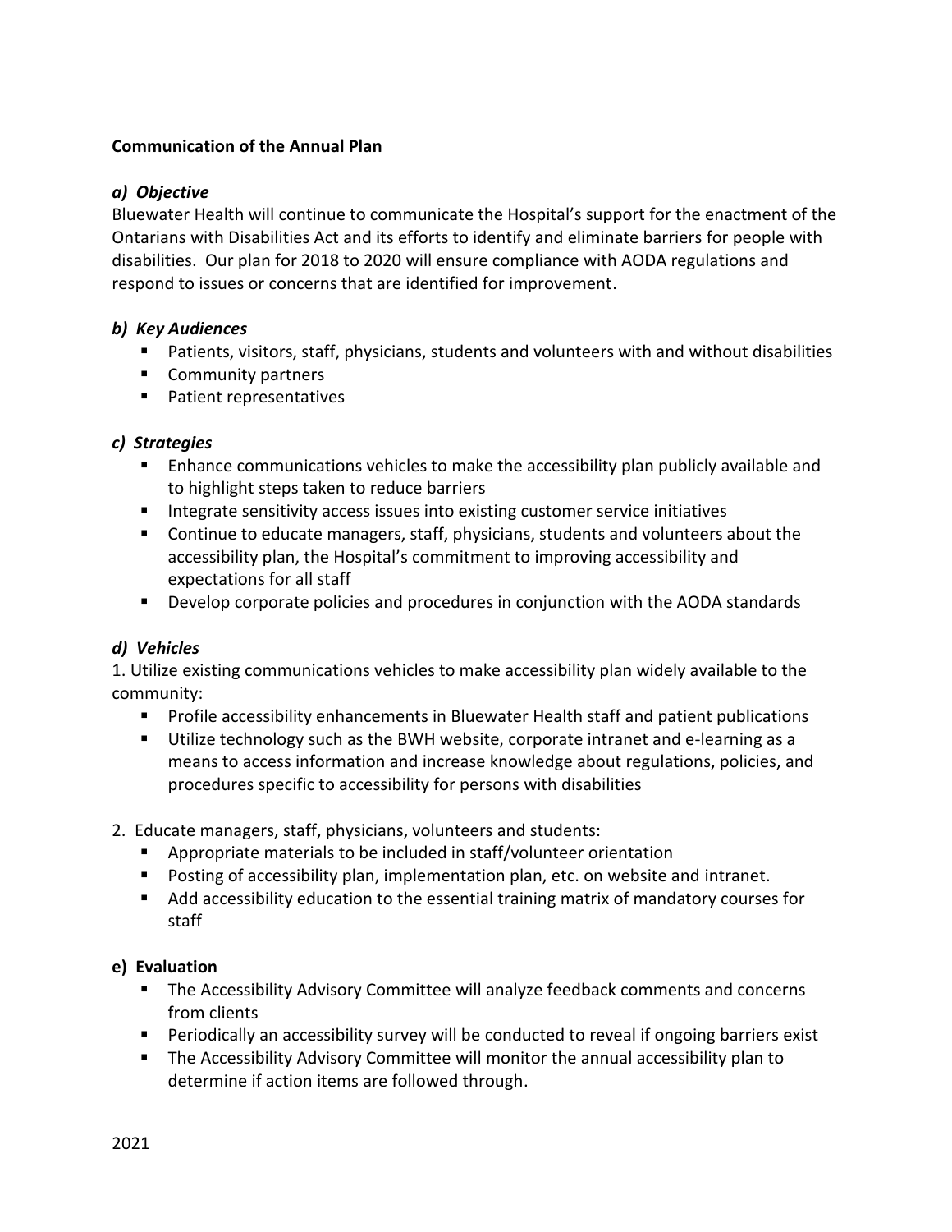**Communication of the Annual Plan**

***a) Objective***

Bluewater Health will continue to communicate the Hospital's support for the enactment of the Ontarians with Disabilities Act and its efforts to identify and eliminate barriers for people with disabilities. Our plan for 2018 to 2020 will ensure compliance with AODA regulations and respond to issues or concerns that are identified for improvement.

***b) Key Audiences***

- Patients, visitors, staff, physicians, students and volunteers with and without disabilities
- Community partners
- Patient representatives

***c) Strategies***

- Enhance communications vehicles to make the accessibility plan publicly available and to highlight steps taken to reduce barriers
- Integrate sensitivity access issues into existing customer service initiatives
- Continue to educate managers, staff, physicians, students and volunteers about the accessibility plan, the Hospital's commitment to improving accessibility and expectations for all staff
- Develop corporate policies and procedures in conjunction with the AODA standards

***d) Vehicles***

1. Utilize existing communications vehicles to make accessibility plan widely available to the community:
   - Profile accessibility enhancements in Bluewater Health staff and patient publications
   - Utilize technology such as the BWH website, corporate intranet and e-learning as a means to access information and increase knowledge about regulations, policies, and procedures specific to accessibility for persons with disabilities

2. Educate managers, staff, physicians, volunteers and students:
   - Appropriate materials to be included in staff/volunteer orientation
   - Posting of accessibility plan, implementation plan, etc. on website and intranet.
   - Add accessibility education to the essential training matrix of mandatory courses for staff

**e) Evaluation**

- The Accessibility Advisory Committee will analyze feedback comments and concerns from clients
- Periodically an accessibility survey will be conducted to reveal if ongoing barriers exist
- The Accessibility Advisory Committee will monitor the annual accessibility plan to determine if action items are followed through.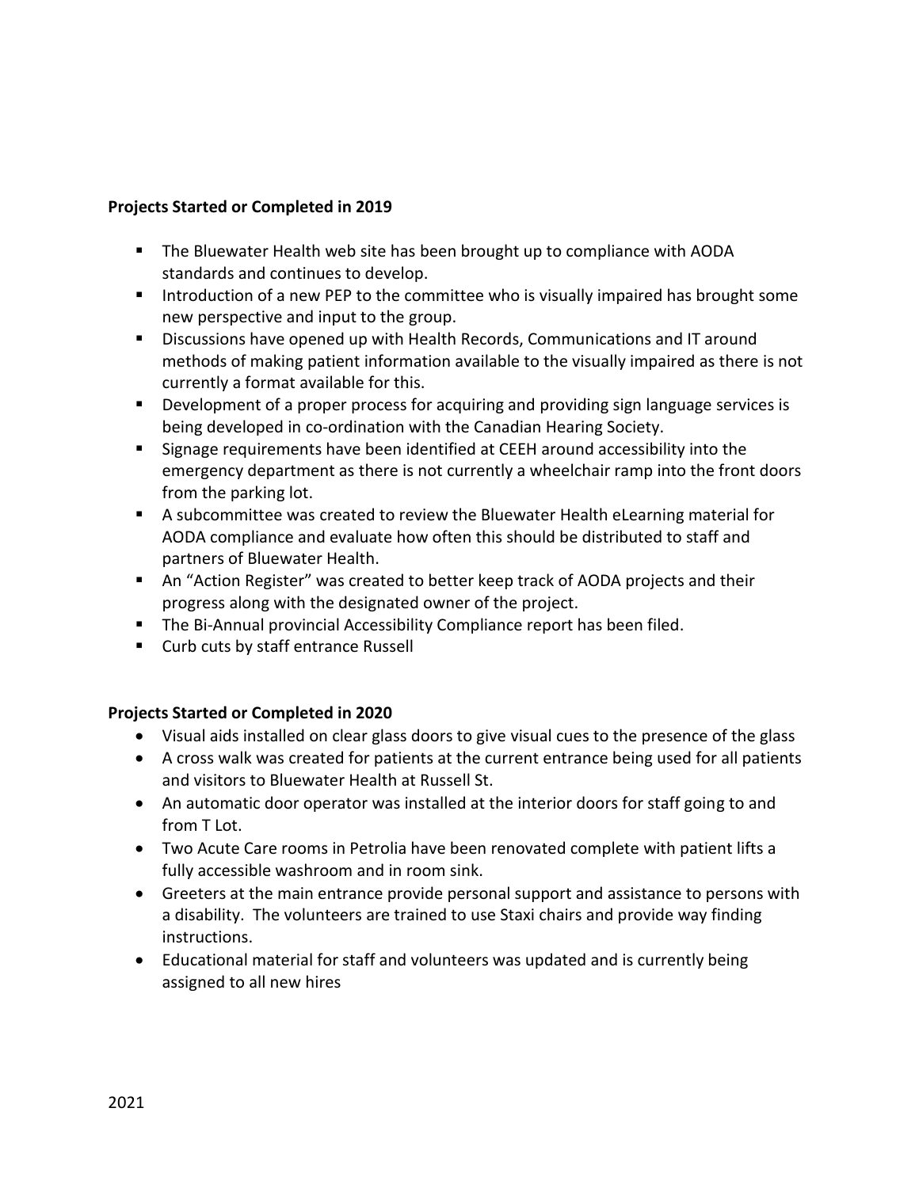**Projects Started or Completed in 2019**

- The Bluewater Health web site has been brought up to compliance with AODA standards and continues to develop.
- Introduction of a new PEP to the committee who is visually impaired has brought some new perspective and input to the group.
- Discussions have opened up with Health Records, Communications and IT around methods of making patient information available to the visually impaired as there is not currently a format available for this.
- Development of a proper process for acquiring and providing sign language services is being developed in co-ordination with the Canadian Hearing Society.
- Signage requirements have been identified at CEEH around accessibility into the emergency department as there is not currently a wheelchair ramp into the front doors from the parking lot.
- A subcommittee was created to review the Bluewater Health eLearning material for AODA compliance and evaluate how often this should be distributed to staff and partners of Bluewater Health.
- An "Action Register" was created to better keep track of AODA projects and their progress along with the designated owner of the project.
- The Bi-Annual provincial Accessibility Compliance report has been filed.
- Curb cuts by staff entrance Russell

**Projects Started or Completed in 2020**

- Visual aids installed on clear glass doors to give visual cues to the presence of the glass
- A cross walk was created for patients at the current entrance being used for all patients and visitors to Bluewater Health at Russell St.
- An automatic door operator was installed at the interior doors for staff going to and from T Lot.
- Two Acute Care rooms in Petrolia have been renovated complete with patient lifts a fully accessible washroom and in room sink.
- Greeters at the main entrance provide personal support and assistance to persons with a disability. The volunteers are trained to use Staxi chairs and provide way finding instructions.
- Educational material for staff and volunteers was updated and is currently being assigned to all new hires

2021